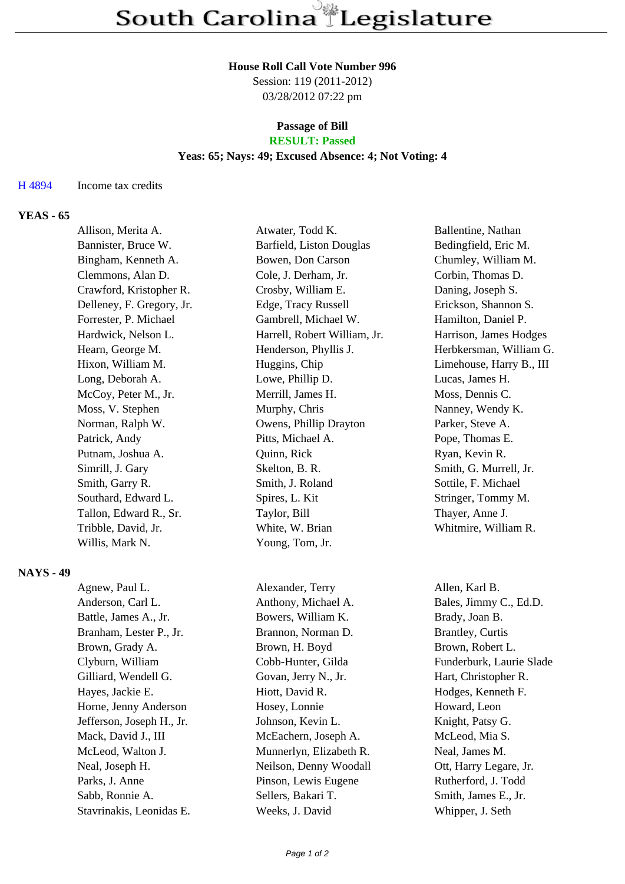# South Carolina Legislature

**House Roll Call Vote Number 996**
Session: 119 (2011-2012)
03/28/2012 07:22 pm

**Passage of Bill**
**RESULT: Passed**
**Yeas: 65; Nays: 49; Excused Absence: 4; Not Voting: 4**

H 4894 Income tax credits

## YEAS - 65

| | | |
|---|---|---|
| Allison, Merita A. | Atwater, Todd K. | Ballentine, Nathan |
| Bannister, Bruce W. | Barfield, Liston Douglas | Bedingfield, Eric M. |
| Bingham, Kenneth A. | Bowen, Don Carson | Chumley, William M. |
| Clemmons, Alan D. | Cole, J. Derham, Jr. | Corbin, Thomas D. |
| Crawford, Kristopher R. | Crosby, William E. | Daning, Joseph S. |
| Delleney, F. Gregory, Jr. | Edge, Tracy Russell | Erickson, Shannon S. |
| Forrester, P. Michael | Gambrell, Michael W. | Hamilton, Daniel P. |
| Hardwick, Nelson L. | Harrell, Robert William, Jr. | Harrison, James Hodges |
| Hearn, George M. | Henderson, Phyllis J. | Herbkersman, William G. |
| Hixon, William M. | Huggins, Chip | Limehouse, Harry B., III |
| Long, Deborah A. | Lowe, Phillip D. | Lucas, James H. |
| McCoy, Peter M., Jr. | Merrill, James H. | Moss, Dennis C. |
| Moss, V. Stephen | Murphy, Chris | Nanney, Wendy K. |
| Norman, Ralph W. | Owens, Phillip Drayton | Parker, Steve A. |
| Patrick, Andy | Pitts, Michael A. | Pope, Thomas E. |
| Putnam, Joshua A. | Quinn, Rick | Ryan, Kevin R. |
| Simrill, J. Gary | Skelton, B. R. | Smith, G. Murrell, Jr. |
| Smith, Garry R. | Smith, J. Roland | Sottile, F. Michael |
| Southard, Edward L. | Spires, L. Kit | Stringer, Tommy M. |
| Tallon, Edward R., Sr. | Taylor, Bill | Thayer, Anne J. |
| Tribble, David, Jr. | White, W. Brian | Whitmire, William R. |
| Willis, Mark N. | Young, Tom, Jr. | |

## NAYS - 49

| | | |
|---|---|---|
| Agnew, Paul L. | Alexander, Terry | Allen, Karl B. |
| Anderson, Carl L. | Anthony, Michael A. | Bales, Jimmy C., Ed.D. |
| Battle, James A., Jr. | Bowers, William K. | Brady, Joan B. |
| Branham, Lester P., Jr. | Brannon, Norman D. | Brantley, Curtis |
| Brown, Grady A. | Brown, H. Boyd | Brown, Robert L. |
| Clyburn, William | Cobb-Hunter, Gilda | Funderburk, Laurie Slade |
| Gilliard, Wendell G. | Govan, Jerry N., Jr. | Hart, Christopher R. |
| Hayes, Jackie E. | Hiott, David R. | Hodges, Kenneth F. |
| Horne, Jenny Anderson | Hosey, Lonnie | Howard, Leon |
| Jefferson, Joseph H., Jr. | Johnson, Kevin L. | Knight, Patsy G. |
| Mack, David J., III | McEachern, Joseph A. | McLeod, Mia S. |
| McLeod, Walton J. | Munnerlyn, Elizabeth R. | Neal, James M. |
| Neal, Joseph H. | Neilson, Denny Woodall | Ott, Harry Legare, Jr. |
| Parks, J. Anne | Pinson, Lewis Eugene | Rutherford, J. Todd |
| Sabb, Ronnie A. | Sellers, Bakari T. | Smith, James E., Jr. |
| Stavrinakis, Leonidas E. | Weeks, J. David | Whipper, J. Seth |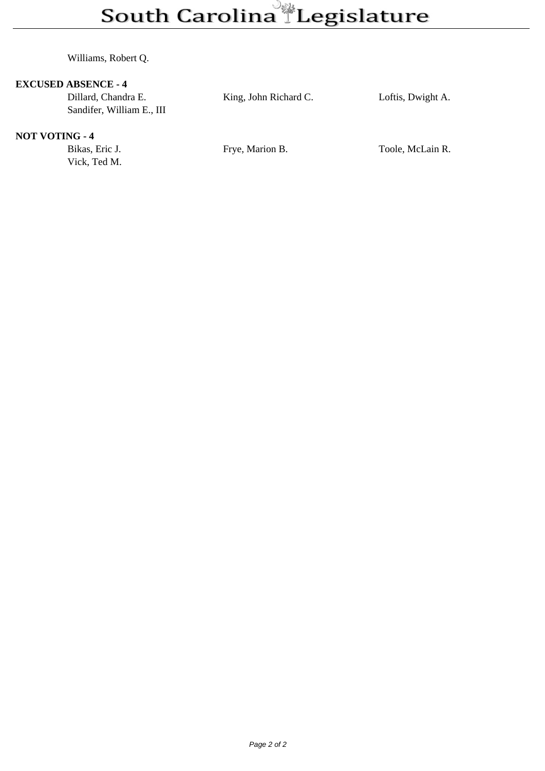Williams, Robert Q.

**EXCUSED ABSENCE - 4**

| | | |
|---|---|---|
| Dillard, Chandra E. | King, John Richard C. | Loftis, Dwight A. |
| Sandifer, William E., III | | |

**NOT VOTING - 4**

| | | |
|---|---|---|
| Bikas, Eric J. | Frye, Marion B. | Toole, McLain R. |
| Vick, Ted M. | | |